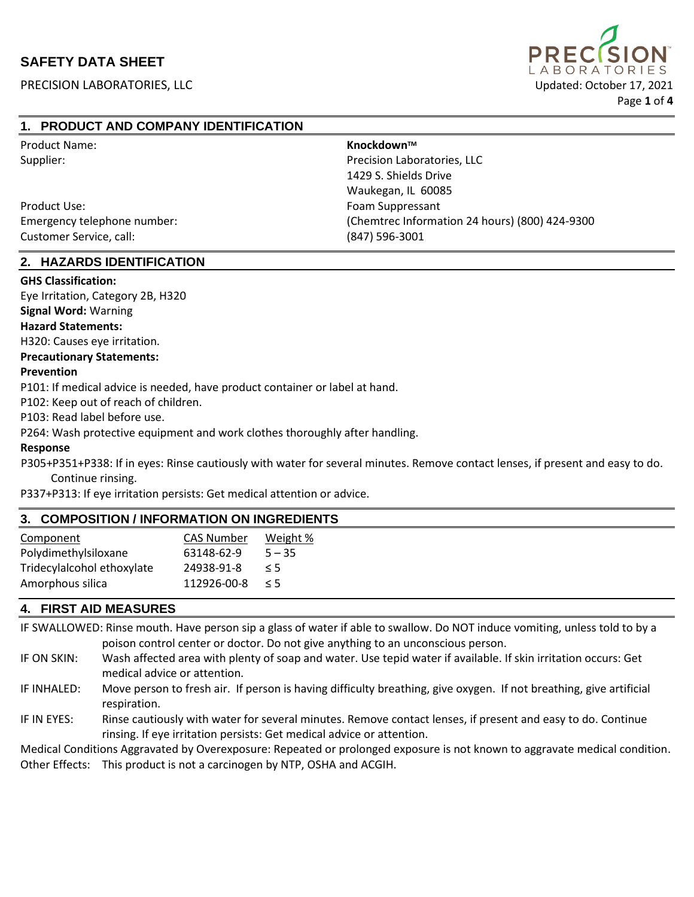# SAFETY DATA SHEET

PRECISION LABORATORIES, LLC

Updated: October 17, 2021

## 1. PRODUCT AND COMPANY IDENTIFICATION

| | |
|---|---|
| Product Name: | **Knockdown™** |
| Supplier: | Precision Laboratories, LLC<br>1429 S. Shields Drive<br>Waukegan, IL 60085 |
| Product Use: | Foam Suppressant |
| Emergency telephone number: | (Chemtrec Information 24 hours) (800) 424-9300 |
| Customer Service, call: | (847) 596-3001 |

## 2. HAZARDS IDENTIFICATION

**GHS Classification:**

Eye Irritation, Category 2B, H320

**Signal Word:** Warning

**Hazard Statements:**

H320: Causes eye irritation.

**Precautionary Statements:**

**Prevention**

P101: If medical advice is needed, have product container or label at hand.

P102: Keep out of reach of children.

P103: Read label before use.

P264: Wash protective equipment and work clothes thoroughly after handling.

**Response**

P305+P351+P338: If in eyes: Rinse cautiously with water for several minutes. Remove contact lenses, if present and easy to do. Continue rinsing.

P337+P313: If eye irritation persists: Get medical attention or advice.

## 3. COMPOSITION / INFORMATION ON INGREDIENTS

| Component | CAS Number | Weight % |
|---|---|---|
| Polydimethylsiloxane | 63148-62-9 | 5 – 35 |
| Tridecylalcohol ethoxylate | 24938-91-8 | ≤ 5 |
| Amorphous silica | 112926-00-8 | ≤ 5 |

## 4. FIRST AID MEASURES

IF SWALLOWED: Rinse mouth. Have person sip a glass of water if able to swallow. Do NOT induce vomiting, unless told to by a poison control center or doctor. Do not give anything to an unconscious person.

IF ON SKIN: Wash affected area with plenty of soap and water. Use tepid water if available. If skin irritation occurs: Get medical advice or attention.

IF INHALED: Move person to fresh air. If person is having difficulty breathing, give oxygen. If not breathing, give artificial respiration.

IF IN EYES: Rinse cautiously with water for several minutes. Remove contact lenses, if present and easy to do. Continue rinsing. If eye irritation persists: Get medical advice or attention.

Medical Conditions Aggravated by Overexposure: Repeated or prolonged exposure is not known to aggravate medical condition.

Other Effects: This product is not a carcinogen by NTP, OSHA and ACGIH.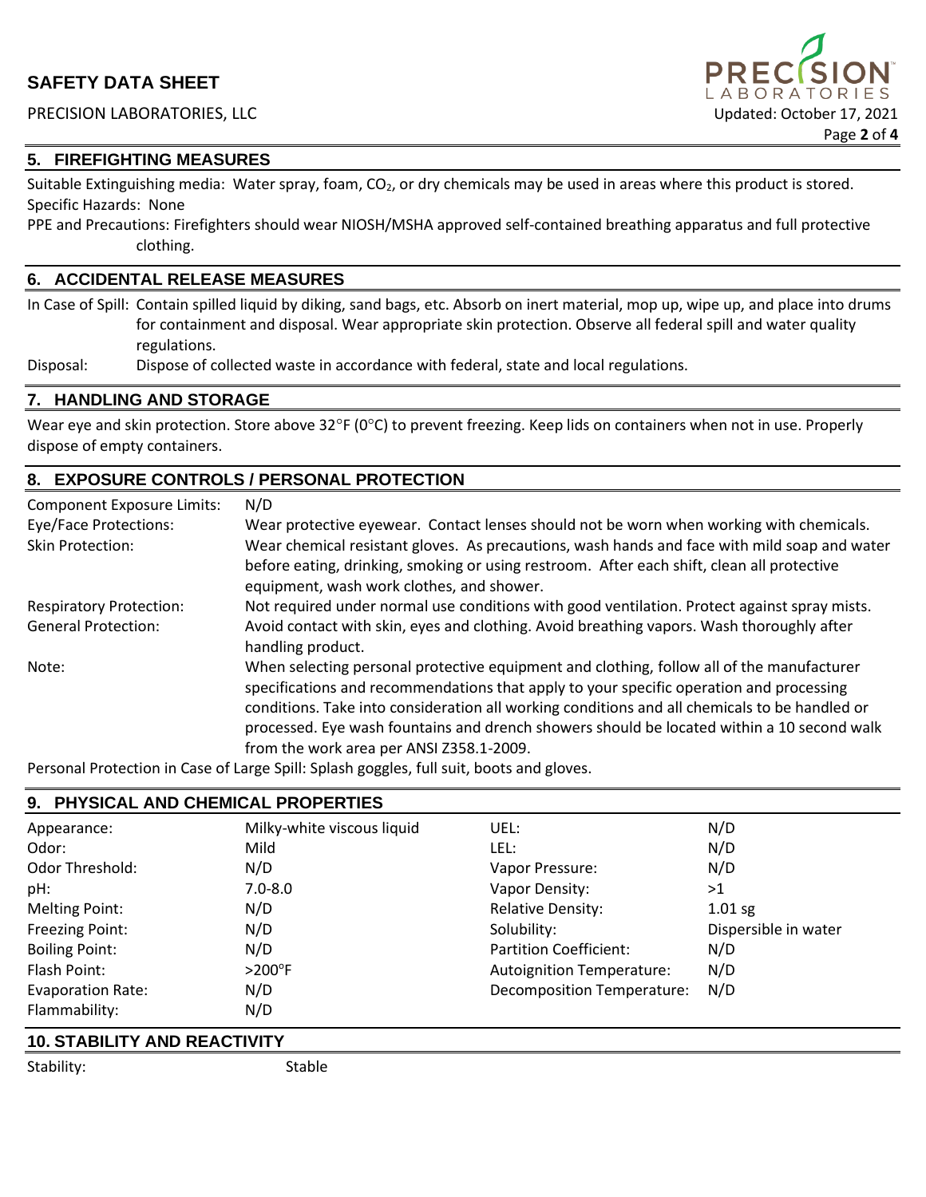## 5. FIREFIGHTING MEASURES

Suitable Extinguishing media: Water spray, foam, $CO_2$, or dry chemicals may be used in areas where this product is stored.
Specific Hazards: None
PPE and Precautions: Firefighters should wear NIOSH/MSHA approved self-contained breathing apparatus and full protective clothing.

## 6. ACCIDENTAL RELEASE MEASURES

In Case of Spill: Contain spilled liquid by diking, sand bags, etc. Absorb on inert material, mop up, wipe up, and place into drums for containment and disposal. Wear appropriate skin protection. Observe all federal spill and water quality regulations.

Disposal: Dispose of collected waste in accordance with federal, state and local regulations.

## 7. HANDLING AND STORAGE

Wear eye and skin protection. Store above 32°F (0°C) to prevent freezing. Keep lids on containers when not in use. Properly dispose of empty containers.

## 8. EXPOSURE CONTROLS / PERSONAL PROTECTION

| | |
|---|---|
| Component Exposure Limits: | N/D |
| Eye/Face Protections: | Wear protective eyewear. Contact lenses should not be worn when working with chemicals. |
| Skin Protection: | Wear chemical resistant gloves. As precautions, wash hands and face with mild soap and water before eating, drinking, smoking or using restroom. After each shift, clean all protective equipment, wash work clothes, and shower. |
| Respiratory Protection: | Not required under normal use conditions with good ventilation. Protect against spray mists. |
| General Protection: | Avoid contact with skin, eyes and clothing. Avoid breathing vapors. Wash thoroughly after handling product. |
| Note: | When selecting personal protective equipment and clothing, follow all of the manufacturer specifications and recommendations that apply to your specific operation and processing conditions. Take into consideration all working conditions and all chemicals to be handled or processed. Eye wash fountains and drench showers should be located within a 10 second walk from the work area per ANSI Z358.1-2009. |

Personal Protection in Case of Large Spill: Splash goggles, full suit, boots and gloves.

## 9. PHYSICAL AND CHEMICAL PROPERTIES

| | | | |
|---|---|---|---|
| Appearance: | Milky-white viscous liquid | UEL: | N/D |
| Odor: | Mild | LEL: | N/D |
| Odor Threshold: | N/D | Vapor Pressure: | N/D |
| pH: | 7.0-8.0 | Vapor Density: | >1 |
| Melting Point: | N/D | Relative Density: | 1.01 sg |
| Freezing Point: | N/D | Solubility: | Dispersible in water |
| Boiling Point: | N/D | Partition Coefficient: | N/D |
| Flash Point: | >200°F | Autoignition Temperature: | N/D |
| Evaporation Rate: | N/D | Decomposition Temperature: | N/D |
| Flammability: | N/D | | |

## 10. STABILITY AND REACTIVITY

Stability: Stable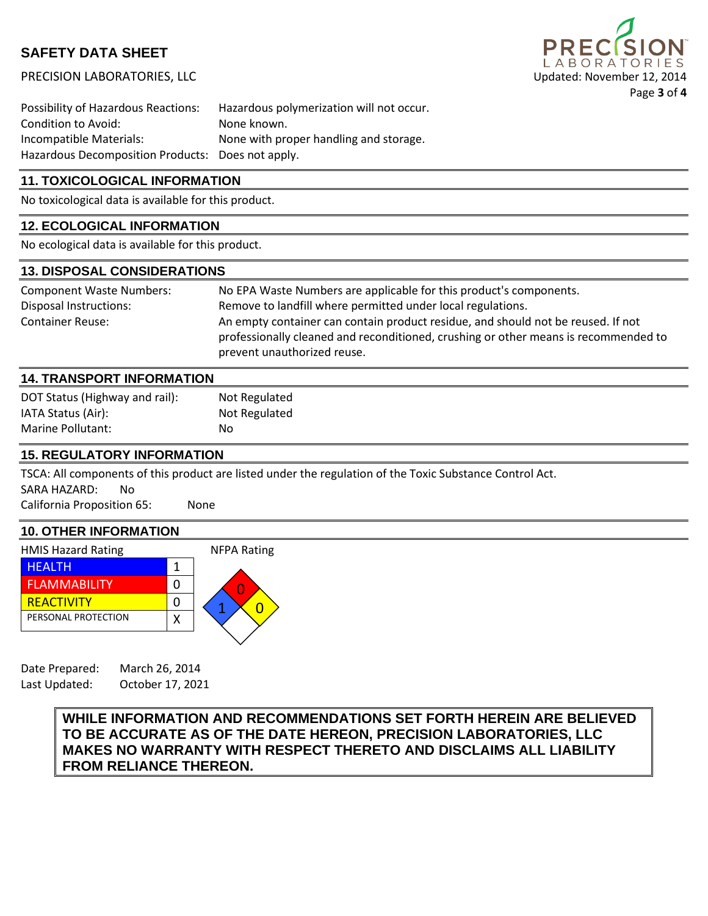Possibility of Hazardous Reactions: Hazardous polymerization will not occur.
Condition to Avoid: None known.
Incompatible Materials: None with proper handling and storage.
Hazardous Decomposition Products: Does not apply.

## 11. TOXICOLOGICAL INFORMATION

No toxicological data is available for this product.

## 12. ECOLOGICAL INFORMATION

No ecological data is available for this product.

## 13. DISPOSAL CONSIDERATIONS

| | |
|---|---|
| Component Waste Numbers: | No EPA Waste Numbers are applicable for this product's components. |
| Disposal Instructions: | Remove to landfill where permitted under local regulations. |
| Container Reuse: | An empty container can contain product residue, and should not be reused. If not professionally cleaned and reconditioned, crushing or other means is recommended to prevent unauthorized reuse. |

## 14. TRANSPORT INFORMATION

| | |
|---|---|
| DOT Status (Highway and rail): | Not Regulated |
| IATA Status (Air): | Not Regulated |
| Marine Pollutant: | No |

## 15. REGULATORY INFORMATION

TSCA: All components of this product are listed under the regulation of the Toxic Substance Control Act.
SARA HAZARD: No
California Proposition 65: None

## 10. OTHER INFORMATION

HMIS Hazard Rating

| | |
|---|---|
| HEALTH | 1 |
| FLAMMABILITY | 0 |
| REACTIVITY | 0 |
| PERSONAL PROTECTION | X |

NFPA Rating

Health (blue): 1
Flammability (red): 0
Reactivity (yellow): 0
Special (white): (blank)

Date Prepared: March 26, 2014
Last Updated: October 17, 2021

**WHILE INFORMATION AND RECOMMENDATIONS SET FORTH HEREIN ARE BELIEVED TO BE ACCURATE AS OF THE DATE HEREON, PRECISION LABORATORIES, LLC MAKES NO WARRANTY WITH RESPECT THERETO AND DISCLAIMS ALL LIABILITY FROM RELIANCE THEREON.**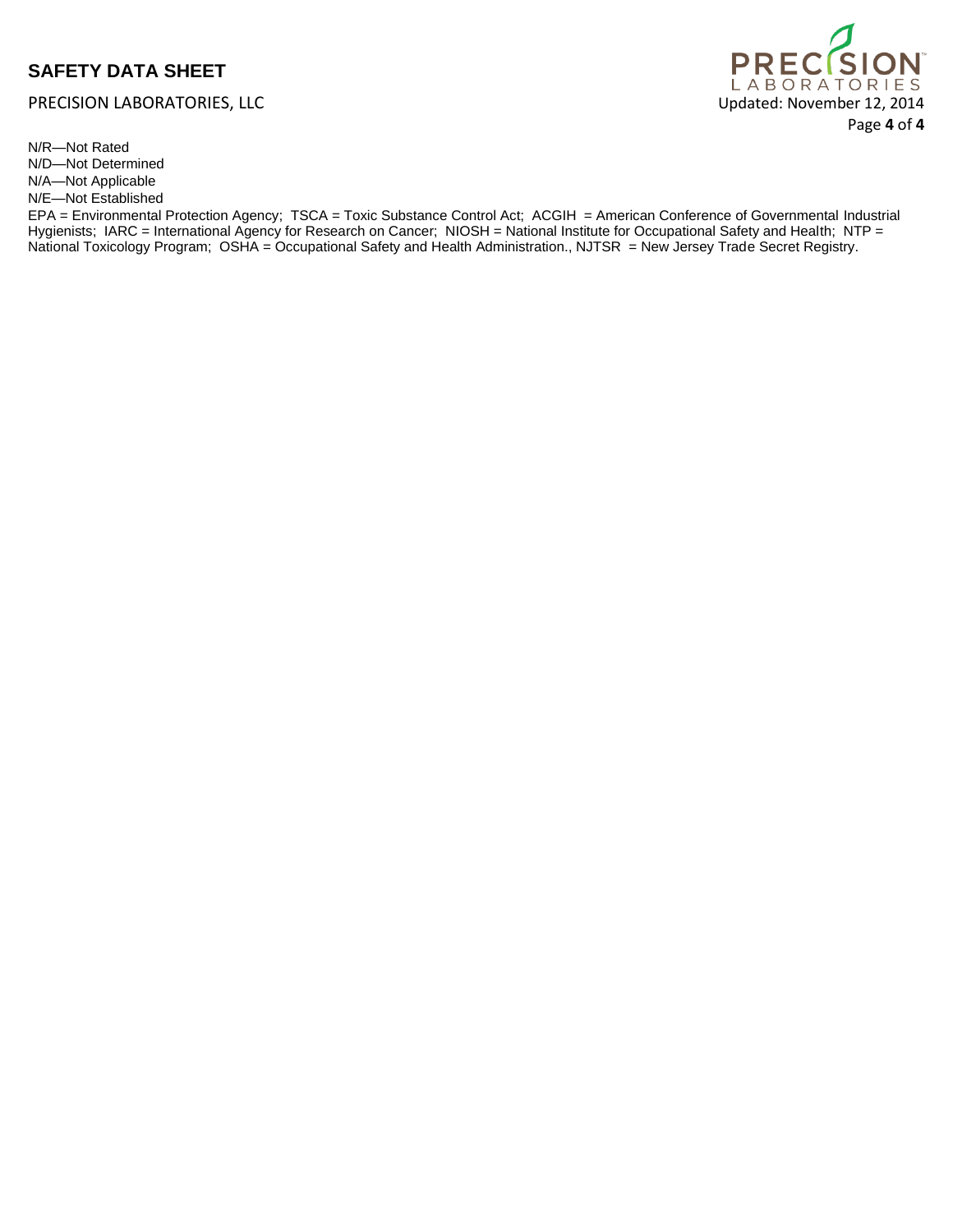N/R—Not Rated
N/D—Not Determined
N/A—Not Applicable
N/E—Not Established

EPA = Environmental Protection Agency; TSCA = Toxic Substance Control Act; ACGIH = American Conference of Governmental Industrial Hygienists; IARC = International Agency for Research on Cancer; NIOSH = National Institute for Occupational Safety and Health; NTP = National Toxicology Program; OSHA = Occupational Safety and Health Administration., NJTSR = New Jersey Trade Secret Registry.